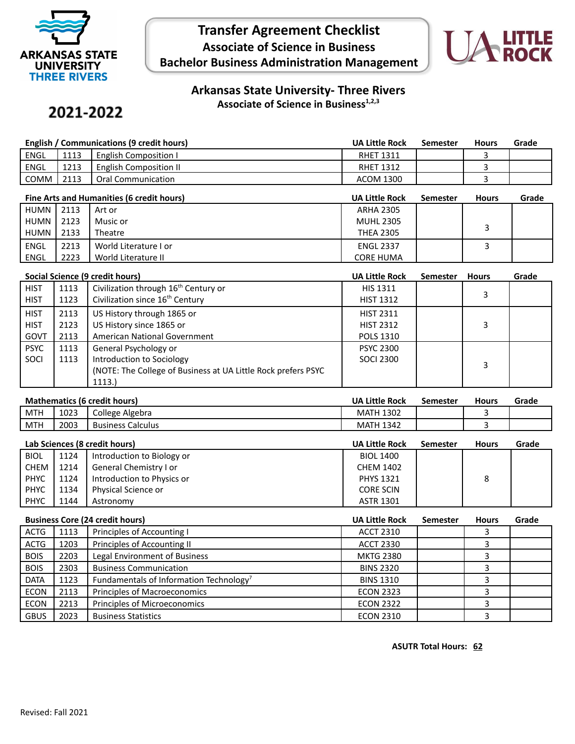# Transfer Agreement Checklist

## Associate of Science in Business

## Bachelor Business Administration Management

ARKANSAS STATE UNIVERSITY THREE RIVERS

UA LITTLE ROCK

**2021-2022**

### Arkansas State University- Three Rivers

**Associate of Science in Business[1,2,3]**

| English / Communications (9 credit hours) | | | UA Little Rock | Semester | Hours | Grade |
|---|---|---|---|---|---|---|
| ENGL | 1113 | English Composition I | RHET 1311 | | 3 | |
| ENGL | 1213 | English Composition II | RHET 1312 | | 3 | |
| COMM | 2113 | Oral Communication | ACOM 1300 | | 3 | |

| Fine Arts and Humanities (6 credit hours) | | | UA Little Rock | Semester | Hours | Grade |
|---|---|---|---|---|---|---|
| HUMN<br>HUMN<br>HUMN | 2113<br>2123<br>2133 | Art or<br>Music or<br>Theatre | ARHA 2305<br>MUHL 2305<br>THEA 2305 | | 3 | |
| ENGL<br>ENGL | 2213<br>2223 | World Literature I or<br>World Literature II | ENGL 2337<br>CORE HUMA | | 3 | |

| Social Science (9 credit hours) | | | UA Little Rock | Semester | Hours | Grade |
|---|---|---|---|---|---|---|
| HIST<br>HIST | 1113<br>1123 | Civilization through 16th Century or<br>Civilization since 16th Century | HIS 1311<br>HIST 1312 | | 3 | |
| HIST<br>HIST<br>GOVT | 2113<br>2123<br>2113 | US History through 1865 or<br>US History since 1865 or<br>American National Government | HIST 2311<br>HIST 2312<br>POLS 1310 | | 3 | |
| PSYC<br>SOCI | 1113<br>1113 | General Psychology or<br>Introduction to Sociology<br>(NOTE: The College of Business at UA Little Rock prefers PSYC 1113.) | PSYC 2300<br>SOCI 2300 | | 3 | |

| Mathematics (6 credit hours) | | | UA Little Rock | Semester | Hours | Grade |
|---|---|---|---|---|---|---|
| MTH | 1023 | College Algebra | MATH 1302 | | 3 | |
| MTH | 2003 | Business Calculus | MATH 1342 | | 3 | |

| Lab Sciences (8 credit hours) | | | UA Little Rock | Semester | Hours | Grade |
|---|---|---|---|---|---|---|
| BIOL<br>CHEM<br>PHYC<br>PHYC<br>PHYC | 1124<br>1214<br>1124<br>1134<br>1144 | Introduction to Biology or<br>General Chemistry I or<br>Introduction to Physics or<br>Physical Science or<br>Astronomy | BIOL 1400<br>CHEM 1402<br>PHYS 1321<br>CORE SCIN<br>ASTR 1301 | | 8 | |

| Business Core (24 credit hours) | | | UA Little Rock | Semester | Hours | Grade |
|---|---|---|---|---|---|---|
| ACTG | 1113 | Principles of Accounting I | ACCT 2310 | | 3 | |
| ACTG | 1203 | Principles of Accounting II | ACCT 2330 | | 3 | |
| BOIS | 2203 | Legal Environment of Business | MKTG 2380 | | 3 | |
| BOIS | 2303 | Business Communication | BINS 2320 | | 3 | |
| DATA | 1123 | Fundamentals of Information Technology[7] | BINS 1310 | | 3 | |
| ECON | 2113 | Principles of Macroeconomics | ECON 2323 | | 3 | |
| ECON | 2213 | Principles of Microeconomics | ECON 2322 | | 3 | |
| GBUS | 2023 | Business Statistics | ECON 2310 | | 3 | |

**ASUTR Total Hours: 62**

Revised: Fall 2021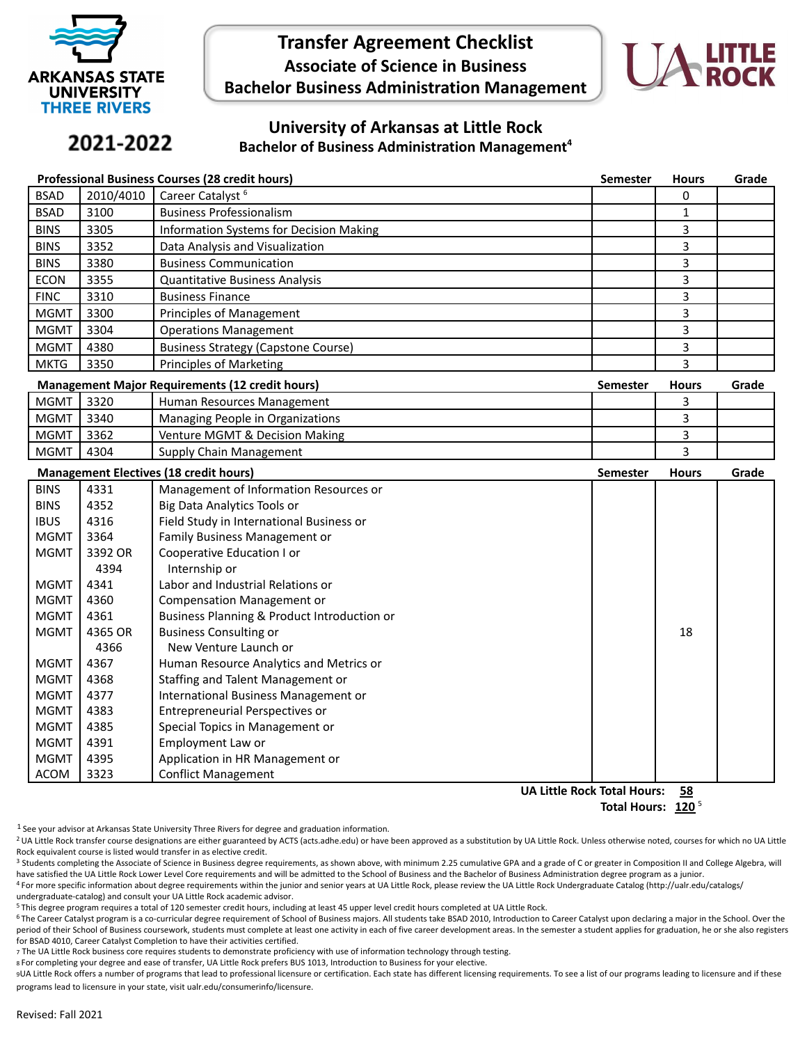# Transfer Agreement Checklist

## Associate of Science in Business

## Bachelor Business Administration Management

ARKANSAS STATE UNIVERSITY THREE RIVERS

UA LITTLE ROCK

**2021-2022**

## University of Arkansas at Little Rock

### Bachelor of Business Administration Management[4]

| Professional Business Courses (28 credit hours) | | | Semester | Hours | Grade |
|---|---|---|---|---|---|
| BSAD | 2010/4010 | Career Catalyst [6] | | 0 | |
| BSAD | 3100 | Business Professionalism | | 1 | |
| BINS | 3305 | Information Systems for Decision Making | | 3 | |
| BINS | 3352 | Data Analysis and Visualization | | 3 | |
| BINS | 3380 | Business Communication | | 3 | |
| ECON | 3355 | Quantitative Business Analysis | | 3 | |
| FINC | 3310 | Business Finance | | 3 | |
| MGMT | 3300 | Principles of Management | | 3 | |
| MGMT | 3304 | Operations Management | | 3 | |
| MGMT | 4380 | Business Strategy (Capstone Course) | | 3 | |
| MKTG | 3350 | Principles of Marketing | | 3 | |

| Management Major Requirements (12 credit hours) | | | Semester | Hours | Grade |
|---|---|---|---|---|---|
| MGMT | 3320 | Human Resources Management | | 3 | |
| MGMT | 3340 | Managing People in Organizations | | 3 | |
| MGMT | 3362 | Venture MGMT & Decision Making | | 3 | |
| MGMT | 4304 | Supply Chain Management | | 3 | |

| Management Electives (18 credit hours) | | | Semester | Hours | Grade |
|---|---|---|---|---|---|
| BINS | 4331 | Management of Information Resources or | | | |
| BINS | 4352 | Big Data Analytics Tools or | | | |
| IBUS | 4316 | Field Study in International Business or | | | |
| MGMT | 3364 | Family Business Management or | | | |
| MGMT | 3392 OR 4394 | Cooperative Education I or Internship or | | | |
| MGMT | 4341 | Labor and Industrial Relations or | | | |
| MGMT | 4360 | Compensation Management or | | | |
| MGMT | 4361 | Business Planning & Product Introduction or | | | |
| MGMT | 4365 OR 4366 | Business Consulting or New Venture Launch or | | 18 | |
| MGMT | 4367 | Human Resource Analytics and Metrics or | | | |
| MGMT | 4368 | Staffing and Talent Management or | | | |
| MGMT | 4377 | International Business Management or | | | |
| MGMT | 4383 | Entrepreneurial Perspectives or | | | |
| MGMT | 4385 | Special Topics in Management or | | | |
| MGMT | 4391 | Employment Law or | | | |
| MGMT | 4395 | Application in HR Management or | | | |
| ACOM | 3323 | Conflict Management | | | |

**UA Little Rock Total Hours: 58**

**Total Hours: 120** [5]

[1] See your advisor at Arkansas State University Three Rivers for degree and graduation information.

[2] UA Little Rock transfer course designations are either guaranteed by ACTS (acts.adhe.edu) or have been approved as a substitution by UA Little Rock. Unless otherwise noted, courses for which no UA Little Rock equivalent course is listed would transfer in as elective credit.

[3] Students completing the Associate of Science in Business degree requirements, as shown above, with minimum 2.25 cumulative GPA and a grade of C or greater in Composition II and College Algebra, will have satisfied the UA Little Rock Lower Level Core requirements and will be admitted to the School of Business and the Bachelor of Business Administration degree program as a junior.

[4] For more specific information about degree requirements within the junior and senior years at UA Little Rock, please review the UA Little Rock Undergraduate Catalog (http://ualr.edu/catalogs/undergraduate-catalog) and consult your UA Little Rock academic advisor.

[5] This degree program requires a total of 120 semester credit hours, including at least 45 upper level credit hours completed at UA Little Rock.

[6] The Career Catalyst program is a co-curricular degree requirement of School of Business majors. All students take BSAD 2010, Introduction to Career Catalyst upon declaring a major in the School. Over the period of their School of Business coursework, students must complete at least one activity in each of five career development areas. In the semester a student applies for graduation, he or she also registers for BSAD 4010, Career Catalyst Completion to have their activities certified.

[7] The UA Little Rock business core requires students to demonstrate proficiency with use of information technology through testing.

[8] For completing your degree and ease of transfer, UA Little Rock prefers BUS 1013, Introduction to Business for your elective.

[9] UA Little Rock offers a number of programs that lead to professional licensure or certification. Each state has different licensing requirements. To see a list of our programs leading to licensure and if these programs lead to licensure in your state, visit ualr.edu/consumerinfo/licensure.

Revised: Fall 2021